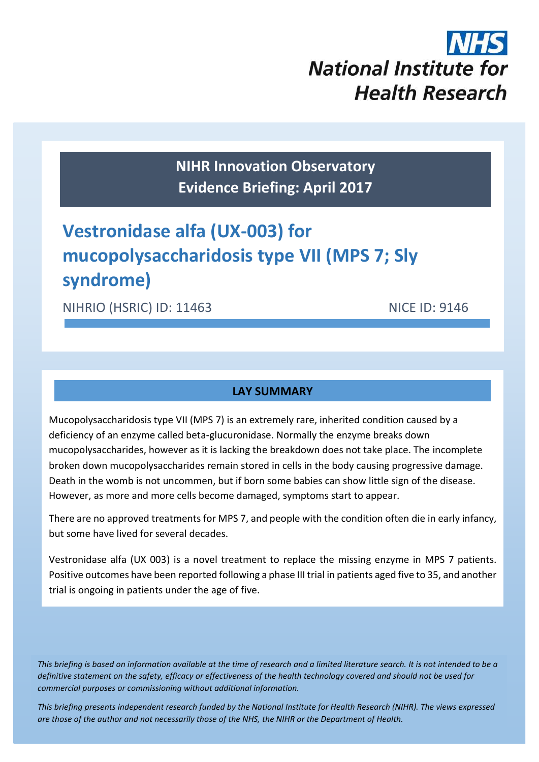NHS
National Institute for Health Research

**NIHR Innovation Observatory**
**Evidence Briefing: April 2017**

# Vestronidase alfa (UX-003) for mucopolysaccharidosis type VII (MPS 7; Sly syndrome)

NIHRIO (HSRIC) ID: 11463 NICE ID: 9146

## LAY SUMMARY

Mucopolysaccharidosis type VII (MPS 7) is an extremely rare, inherited condition caused by a deficiency of an enzyme called beta-glucuronidase. Normally the enzyme breaks down mucopolysaccharides, however as it is lacking the breakdown does not take place. The incomplete broken down mucopolysaccharides remain stored in cells in the body causing progressive damage. Death in the womb is not uncommen, but if born some babies can show little sign of the disease. However, as more and more cells become damaged, symptoms start to appear.

There are no approved treatments for MPS 7, and people with the condition often die in early infancy, but some have lived for several decades.

Vestronidase alfa (UX 003) is a novel treatment to replace the missing enzyme in MPS 7 patients. Positive outcomes have been reported following a phase III trial in patients aged five to 35, and another trial is ongoing in patients under the age of five.

*This briefing is based on information available at the time of research and a limited literature search. It is not intended to be a definitive statement on the safety, efficacy or effectiveness of the health technology covered and should not be used for commercial purposes or commissioning without additional information.*

*This briefing presents independent research funded by the National Institute for Health Research (NIHR). The views expressed are those of the author and not necessarily those of the NHS, the NIHR or the Department of Health.*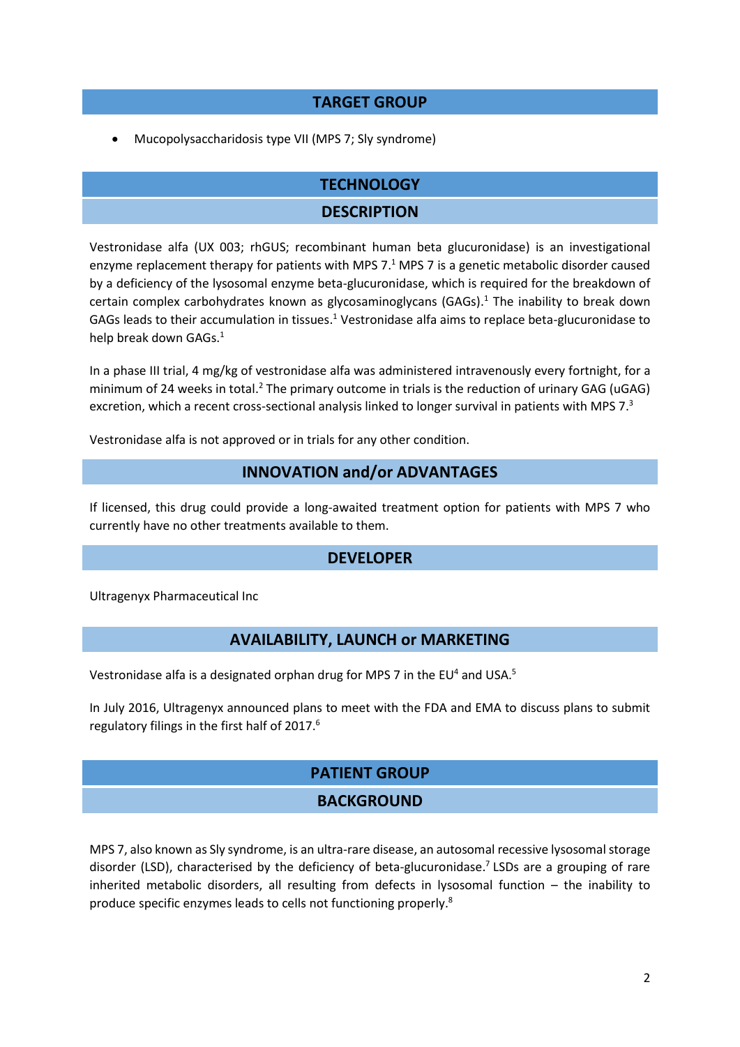## TARGET GROUP

- Mucopolysaccharidosis type VII (MPS 7; Sly syndrome)

## TECHNOLOGY

### DESCRIPTION

Vestronidase alfa (UX 003; rhGUS; recombinant human beta glucuronidase) is an investigational enzyme replacement therapy for patients with MPS 7.[1] MPS 7 is a genetic metabolic disorder caused by a deficiency of the lysosomal enzyme beta-glucuronidase, which is required for the breakdown of certain complex carbohydrates known as glycosaminoglycans (GAGs).[1] The inability to break down GAGs leads to their accumulation in tissues.[1] Vestronidase alfa aims to replace beta-glucuronidase to help break down GAGs.[1]

In a phase III trial, 4 mg/kg of vestronidase alfa was administered intravenously every fortnight, for a minimum of 24 weeks in total.[2] The primary outcome in trials is the reduction of urinary GAG (uGAG) excretion, which a recent cross-sectional analysis linked to longer survival in patients with MPS 7.[3]

Vestronidase alfa is not approved or in trials for any other condition.

### INNOVATION and/or ADVANTAGES

If licensed, this drug could provide a long-awaited treatment option for patients with MPS 7 who currently have no other treatments available to them.

### DEVELOPER

Ultragenyx Pharmaceutical Inc

### AVAILABILITY, LAUNCH or MARKETING

Vestronidase alfa is a designated orphan drug for MPS 7 in the EU[4] and USA.[5]

In July 2016, Ultragenyx announced plans to meet with the FDA and EMA to discuss plans to submit regulatory filings in the first half of 2017.[6]

## PATIENT GROUP

### BACKGROUND

MPS 7, also known as Sly syndrome, is an ultra-rare disease, an autosomal recessive lysosomal storage disorder (LSD), characterised by the deficiency of beta-glucuronidase.[7] LSDs are a grouping of rare inherited metabolic disorders, all resulting from defects in lysosomal function – the inability to produce specific enzymes leads to cells not functioning properly.[8]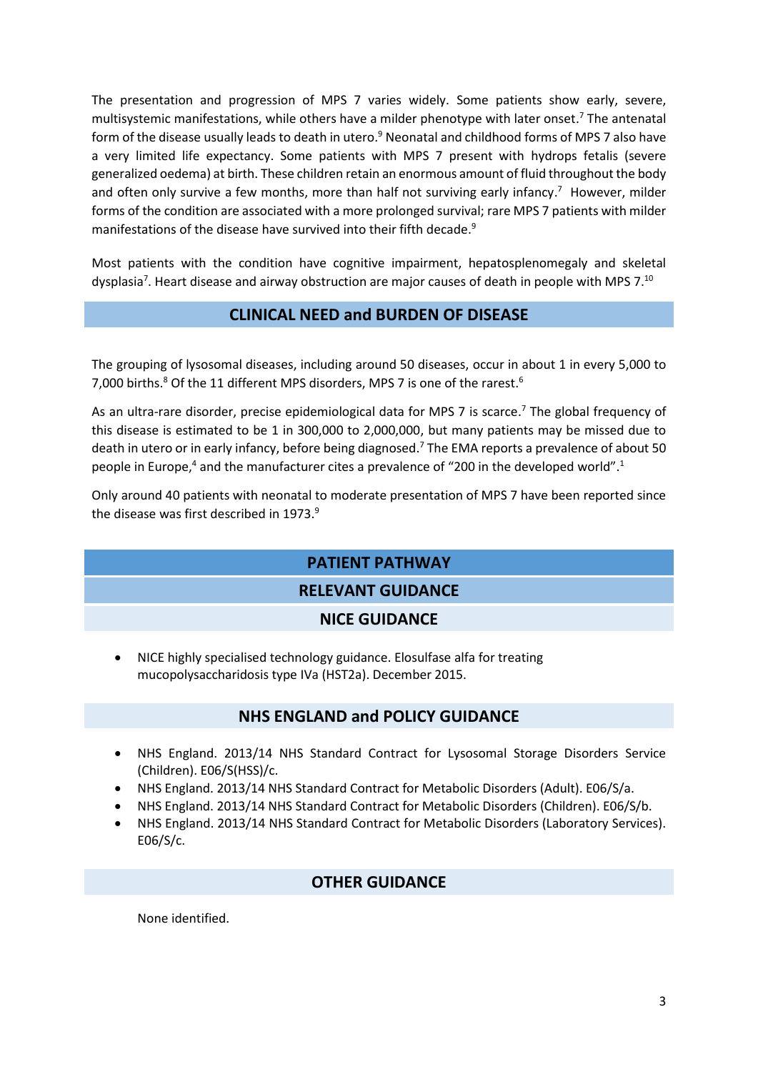The presentation and progression of MPS 7 varies widely. Some patients show early, severe, multisystemic manifestations, while others have a milder phenotype with later onset.[7] The antenatal form of the disease usually leads to death in utero.[9] Neonatal and childhood forms of MPS 7 also have a very limited life expectancy. Some patients with MPS 7 present with hydrops fetalis (severe generalized oedema) at birth. These children retain an enormous amount of fluid throughout the body and often only survive a few months, more than half not surviving early infancy.[7] However, milder forms of the condition are associated with a more prolonged survival; rare MPS 7 patients with milder manifestations of the disease have survived into their fifth decade.[9]

Most patients with the condition have cognitive impairment, hepatosplenomegaly and skeletal dysplasia[7]. Heart disease and airway obstruction are major causes of death in people with MPS 7.[10]

## CLINICAL NEED and BURDEN OF DISEASE

The grouping of lysosomal diseases, including around 50 diseases, occur in about 1 in every 5,000 to 7,000 births.[8] Of the 11 different MPS disorders, MPS 7 is one of the rarest.[6]

As an ultra-rare disorder, precise epidemiological data for MPS 7 is scarce.[7] The global frequency of this disease is estimated to be 1 in 300,000 to 2,000,000, but many patients may be missed due to death in utero or in early infancy, before being diagnosed.[7] The EMA reports a prevalence of about 50 people in Europe,[4] and the manufacturer cites a prevalence of "200 in the developed world".[1]

Only around 40 patients with neonatal to moderate presentation of MPS 7 have been reported since the disease was first described in 1973.[9]

## PATIENT PATHWAY

### RELEVANT GUIDANCE

### NICE GUIDANCE

- NICE highly specialised technology guidance. Elosulfase alfa for treating mucopolysaccharidosis type IVa (HST2a). December 2015.

### NHS ENGLAND and POLICY GUIDANCE

- NHS England. 2013/14 NHS Standard Contract for Lysosomal Storage Disorders Service (Children). E06/S(HSS)/c.
- NHS England. 2013/14 NHS Standard Contract for Metabolic Disorders (Adult). E06/S/a.
- NHS England. 2013/14 NHS Standard Contract for Metabolic Disorders (Children). E06/S/b.
- NHS England. 2013/14 NHS Standard Contract for Metabolic Disorders (Laboratory Services). E06/S/c.

### OTHER GUIDANCE

None identified.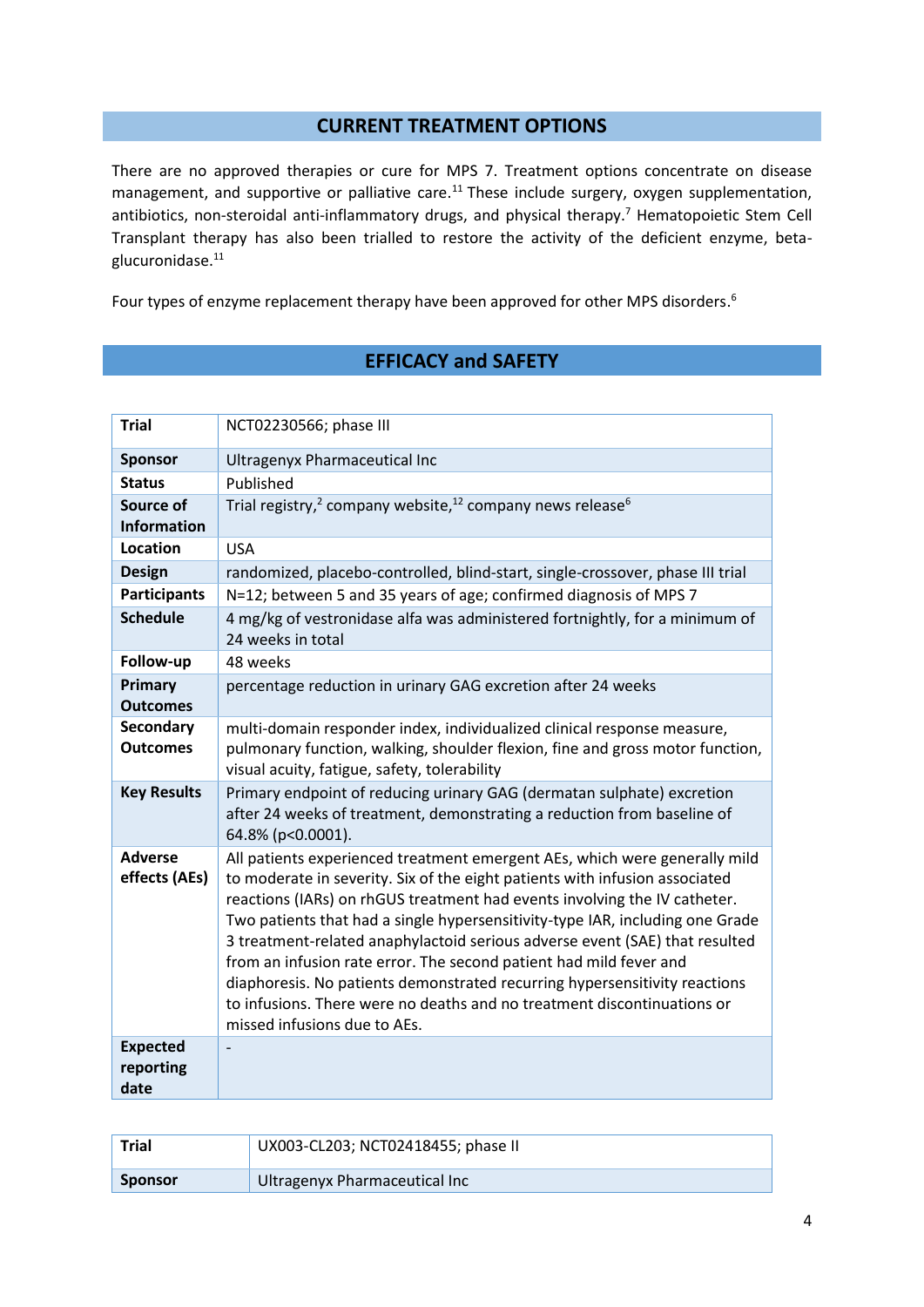## CURRENT TREATMENT OPTIONS

There are no approved therapies or cure for MPS 7. Treatment options concentrate on disease management, and supportive or palliative care.[11] These include surgery, oxygen supplementation, antibiotics, non-steroidal anti-inflammatory drugs, and physical therapy.[7] Hematopoietic Stem Cell Transplant therapy has also been trialled to restore the activity of the deficient enzyme, beta-glucuronidase.[11]

Four types of enzyme replacement therapy have been approved for other MPS disorders.[6]

## EFFICACY and SAFETY

| **Trial** | NCT02230566; phase III |
|---|---|
| **Sponsor** | Ultragenyx Pharmaceutical Inc |
| **Status** | Published |
| **Source of Information** | Trial registry,[2] company website,[12] company news release[6] |
| **Location** | USA |
| **Design** | randomized, placebo-controlled, blind-start, single-crossover, phase III trial |
| **Participants** | N=12; between 5 and 35 years of age; confirmed diagnosis of MPS 7 |
| **Schedule** | 4 mg/kg of vestronidase alfa was administered fortnightly, for a minimum of 24 weeks in total |
| **Follow-up** | 48 weeks |
| **Primary Outcomes** | percentage reduction in urinary GAG excretion after 24 weeks |
| **Secondary Outcomes** | multi-domain responder index, individualized clinical response measure, pulmonary function, walking, shoulder flexion, fine and gross motor function, visual acuity, fatigue, safety, tolerability |
| **Key Results** | Primary endpoint of reducing urinary GAG (dermatan sulphate) excretion after 24 weeks of treatment, demonstrating a reduction from baseline of 64.8% ($p<0.0001$). |
| **Adverse effects (AEs)** | All patients experienced treatment emergent AEs, which were generally mild to moderate in severity. Six of the eight patients with infusion associated reactions (IARs) on rhGUS treatment had events involving the IV catheter. Two patients that had a single hypersensitivity-type IAR, including one Grade 3 treatment-related anaphylactoid serious adverse event (SAE) that resulted from an infusion rate error. The second patient had mild fever and diaphoresis. No patients demonstrated recurring hypersensitivity reactions to infusions. There were no deaths and no treatment discontinuations or missed infusions due to AEs. |
| **Expected reporting date** | - |

| **Trial** | UX003-CL203; NCT02418455; phase II |
|---|---|
| **Sponsor** | Ultragenyx Pharmaceutical Inc |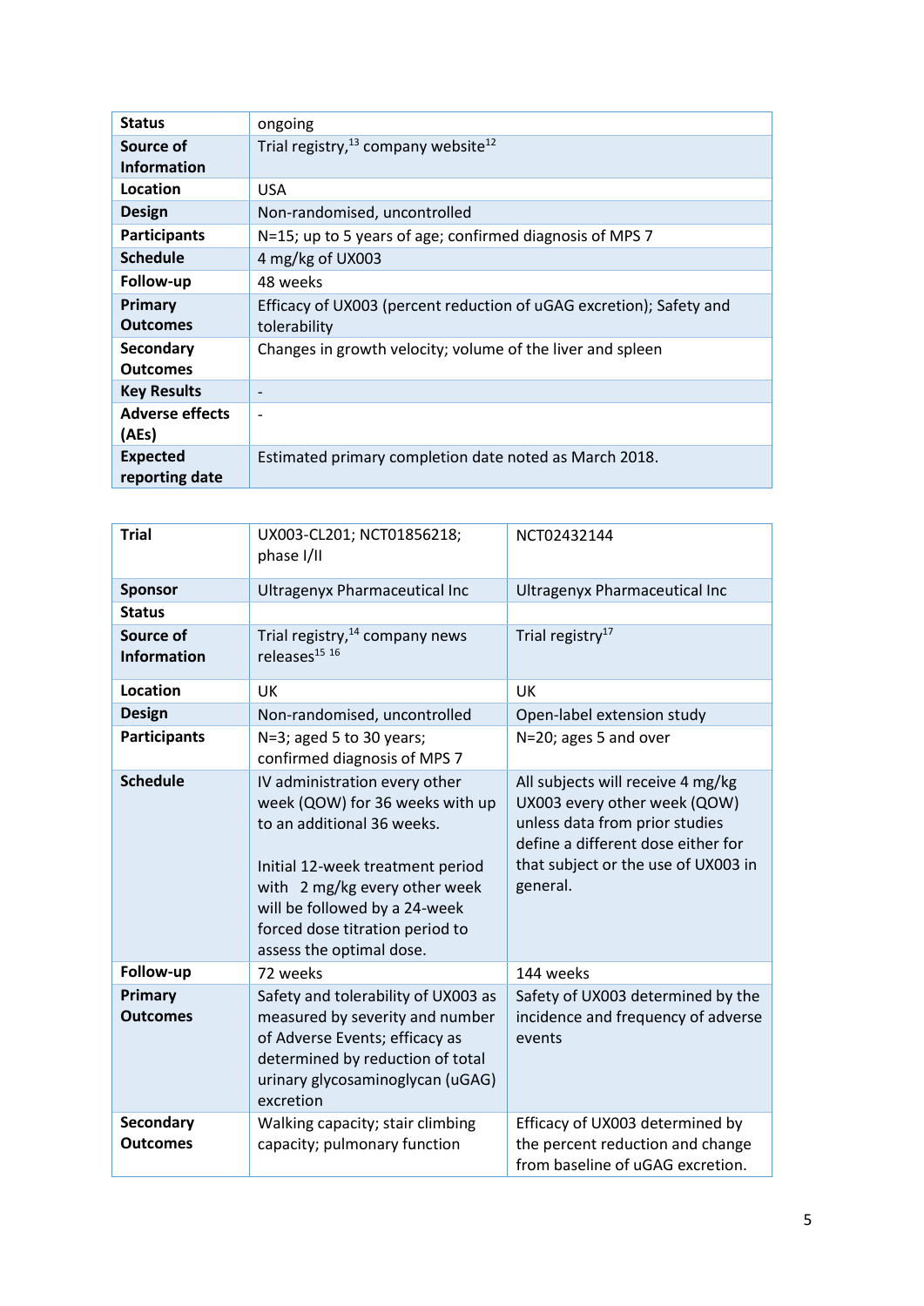| | |
|---|---|
| **Status** | ongoing |
| **Source of Information** | Trial registry,[13] company website[12] |
| **Location** | USA |
| **Design** | Non-randomised, uncontrolled |
| **Participants** | N=15; up to 5 years of age; confirmed diagnosis of MPS 7 |
| **Schedule** | 4 mg/kg of UX003 |
| **Follow-up** | 48 weeks |
| **Primary Outcomes** | Efficacy of UX003 (percent reduction of uGAG excretion); Safety and tolerability |
| **Secondary Outcomes** | Changes in growth velocity; volume of the liver and spleen |
| **Key Results** | - |
| **Adverse effects (AEs)** | - |
| **Expected reporting date** | Estimated primary completion date noted as March 2018. |

| **Trial** | UX003-CL201; NCT01856218; phase I/II | NCT02432144 |
|---|---|---|
| **Sponsor** | Ultragenyx Pharmaceutical Inc | Ultragenyx Pharmaceutical Inc |
| **Status** | | |
| **Source of Information** | Trial registry,[14] company news releases[15] [16] | Trial registry[17] |
| **Location** | UK | UK |
| **Design** | Non-randomised, uncontrolled | Open-label extension study |
| **Participants** | N=3; aged 5 to 30 years; confirmed diagnosis of MPS 7 | N=20; ages 5 and over |
| **Schedule** | IV administration every other week (QOW) for 36 weeks with up to an additional 36 weeks.<br><br>Initial 12-week treatment period with 2 mg/kg every other week will be followed by a 24-week forced dose titration period to assess the optimal dose. | All subjects will receive 4 mg/kg UX003 every other week (QOW) unless data from prior studies define a different dose either for that subject or the use of UX003 in general. |
| **Follow-up** | 72 weeks | 144 weeks |
| **Primary Outcomes** | Safety and tolerability of UX003 as measured by severity and number of Adverse Events; efficacy as determined by reduction of total urinary glycosaminoglycan (uGAG) excretion | Safety of UX003 determined by the incidence and frequency of adverse events |
| **Secondary Outcomes** | Walking capacity; stair climbing capacity; pulmonary function | Efficacy of UX003 determined by the percent reduction and change from baseline of uGAG excretion. |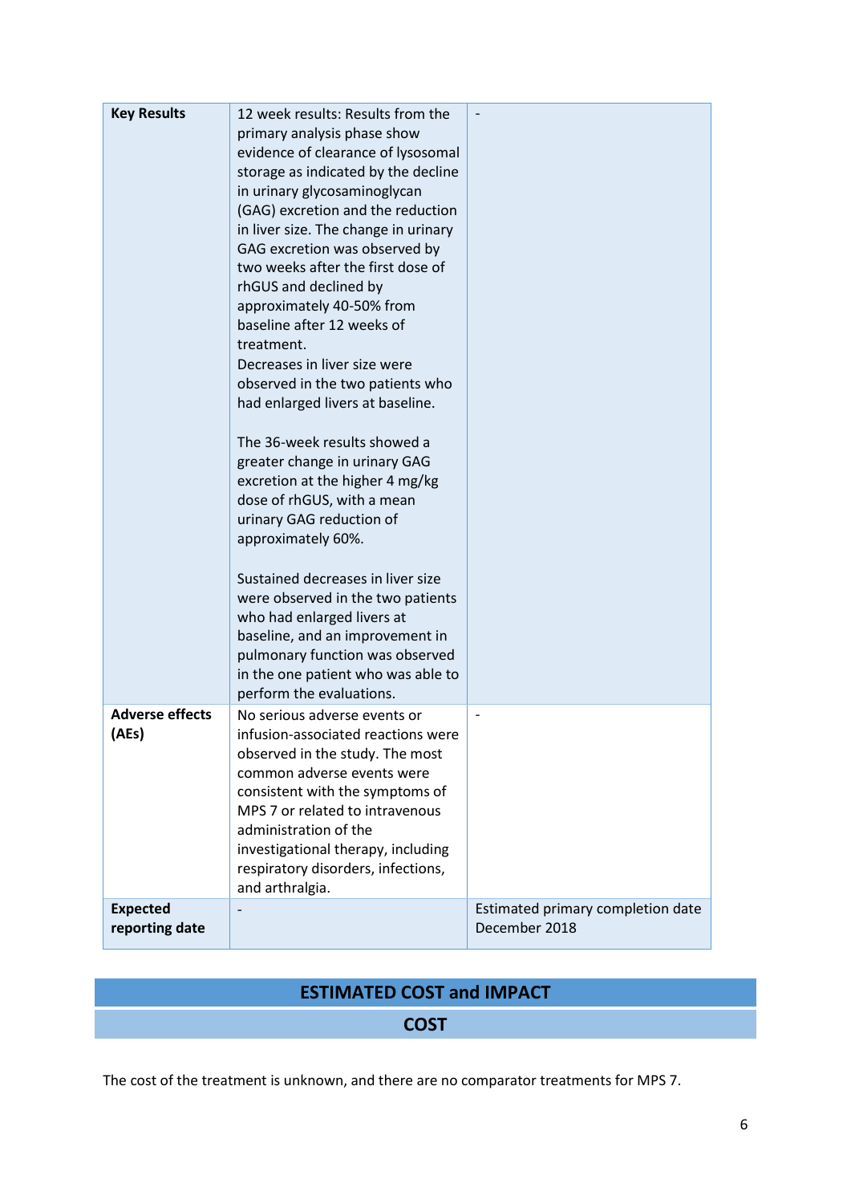| | | |
|---|---|---|
| **Key Results** | 12 week results: Results from the primary analysis phase show evidence of clearance of lysosomal storage as indicated by the decline in urinary glycosaminoglycan (GAG) excretion and the reduction in liver size. The change in urinary GAG excretion was observed by two weeks after the first dose of rhGUS and declined by approximately 40-50% from baseline after 12 weeks of treatment.<br>Decreases in liver size were observed in the two patients who had enlarged livers at baseline.<br><br>The 36-week results showed a greater change in urinary GAG excretion at the higher 4 mg/kg dose of rhGUS, with a mean urinary GAG reduction of approximately 60%.<br><br>Sustained decreases in liver size were observed in the two patients who had enlarged livers at baseline, and an improvement in pulmonary function was observed in the one patient who was able to perform the evaluations. | - |
| **Adverse effects (AEs)** | No serious adverse events or infusion-associated reactions were observed in the study. The most common adverse events were consistent with the symptoms of MPS 7 or related to intravenous administration of the investigational therapy, including respiratory disorders, infections, and arthralgia. | - |
| **Expected reporting date** | - | Estimated primary completion date December 2018 |

## ESTIMATED COST and IMPACT

### COST

The cost of the treatment is unknown, and there are no comparator treatments for MPS 7.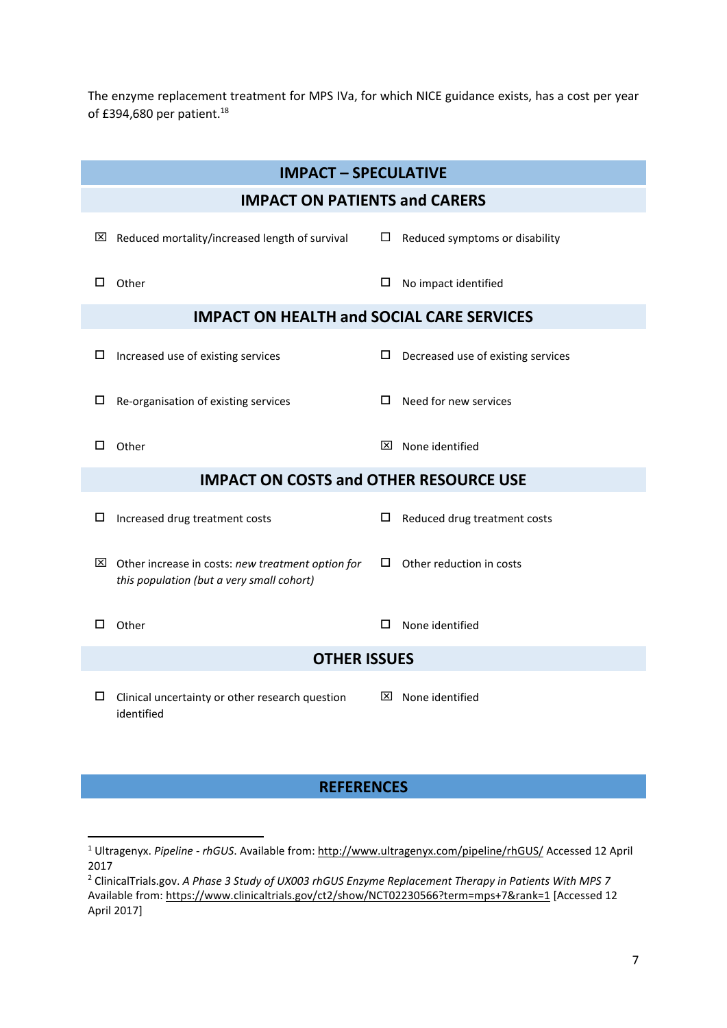The enzyme replacement treatment for MPS IVa, for which NICE guidance exists, has a cost per year of £394,680 per patient.[18]

## IMPACT – SPECULATIVE

### IMPACT ON PATIENTS and CARERS

- ☒ Reduced mortality/increased length of survival
- ☐ Reduced symptoms or disability
- ☐ Other
- ☐ No impact identified

### IMPACT ON HEALTH and SOCIAL CARE SERVICES

- ☐ Increased use of existing services
- ☐ Decreased use of existing services
- ☐ Re-organisation of existing services
- ☐ Need for new services
- ☐ Other
- ☒ None identified

### IMPACT ON COSTS and OTHER RESOURCE USE

- ☐ Increased drug treatment costs
- ☐ Reduced drug treatment costs
- ☒ Other increase in costs: *new treatment option for this population (but a very small cohort)*
- ☐ Other reduction in costs
- ☐ Other
- ☐ None identified

### OTHER ISSUES

- ☐ Clinical uncertainty or other research question identified
- ☒ None identified

## REFERENCES

[1] Ultragenyx. *Pipeline - rhGUS*. Available from: http://www.ultragenyx.com/pipeline/rhGUS/ Accessed 12 April 2017

[2] ClinicalTrials.gov. *A Phase 3 Study of UX003 rhGUS Enzyme Replacement Therapy in Patients With MPS 7* Available from: https://www.clinicaltrials.gov/ct2/show/NCT02230566?term=mps+7&rank=1 [Accessed 12 April 2017]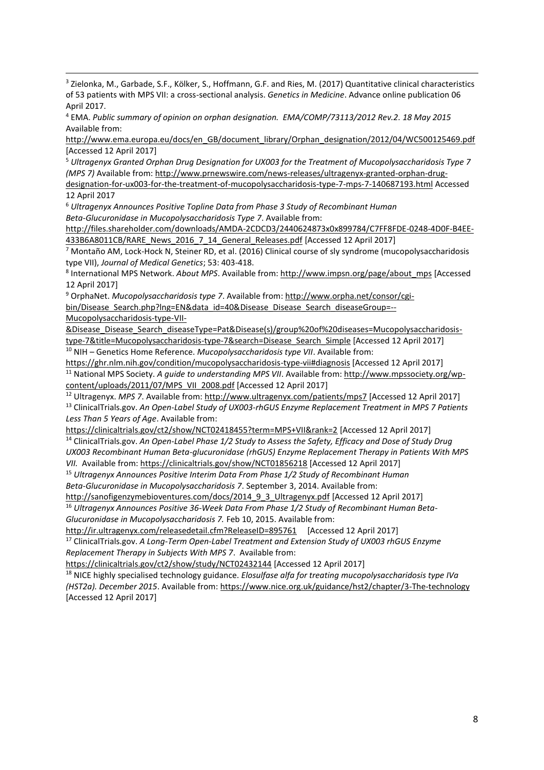[3] Zielonka, M., Garbade, S.F., Kölker, S., Hoffmann, G.F. and Ries, M. (2017) Quantitative clinical characteristics of 53 patients with MPS VII: a cross-sectional analysis. *Genetics in Medicine*. Advance online publication 06 April 2017.

[4] EMA. *Public summary of opinion on orphan designation. EMA/COMP/73113/2012 Rev.2. 18 May 2015* Available from: http://www.ema.europa.eu/docs/en_GB/document_library/Orphan_designation/2012/04/WC500125469.pdf [Accessed 12 April 2017]

[5] *Ultragenyx Granted Orphan Drug Designation for UX003 for the Treatment of Mucopolysaccharidosis Type 7 (MPS 7)* Available from: http://www.prnewswire.com/news-releases/ultragenyx-granted-orphan-drug-designation-for-ux003-for-the-treatment-of-mucopolysaccharidosis-type-7-mps-7-140687193.html Accessed 12 April 2017

[6] *Ultragenyx Announces Positive Topline Data from Phase 3 Study of Recombinant Human Beta-Glucuronidase in Mucopolysaccharidosis Type 7*. Available from: http://files.shareholder.com/downloads/AMDA-2CDCD3/2440624873x0x899784/C7FF8FDE-0248-4D0F-B4EE-433B6A8011CB/RARE_News_2016_7_14_General_Releases.pdf [Accessed 12 April 2017]

[7] Montaño AM, Lock-Hock N, Steiner RD, et al. (2016) Clinical course of sly syndrome (mucopolysaccharidosis type VII), *Journal of Medical Genetics*; 53: 403-418.

[8] International MPS Network. *About MPS*. Available from: http://www.impsn.org/page/about_mps [Accessed 12 April 2017]

[9] OrphaNet. *Mucopolysaccharidosis type 7*. Available from: http://www.orpha.net/consor/cgi-bin/Disease_Search.php?lng=EN&data_id=40&Disease_Disease_Search_diseaseGroup=--Mucopolysaccharidosis-type-VII-&Disease_Disease_Search_diseaseType=Pat&Disease(s)/group%20of%20diseases=Mucopolysaccharidosis-type-7&title=Mucopolysaccharidosis-type-7&search=Disease_Search_Simple [Accessed 12 April 2017]

[10] NIH – Genetics Home Reference. *Mucopolysaccharidosis type VII*. Available from: https://ghr.nlm.nih.gov/condition/mucopolysaccharidosis-type-vii#diagnosis [Accessed 12 April 2017]

[11] National MPS Society. *A guide to understanding MPS VII*. Available from: http://www.mpssociety.org/wp-content/uploads/2011/07/MPS_VII_2008.pdf [Accessed 12 April 2017]

[12] Ultragenyx. *MPS 7*. Available from: http://www.ultragenyx.com/patients/mps7 [Accessed 12 April 2017]

[13] ClinicalTrials.gov. *An Open-Label Study of UX003-rhGUS Enzyme Replacement Treatment in MPS 7 Patients Less Than 5 Years of Age*. Available from: https://clinicaltrials.gov/ct2/show/NCT02418455?term=MPS+VII&rank=2 [Accessed 12 April 2017]

[14] ClinicalTrials.gov. *An Open-Label Phase 1/2 Study to Assess the Safety, Efficacy and Dose of Study Drug UX003 Recombinant Human Beta-glucuronidase (rhGUS) Enzyme Replacement Therapy in Patients With MPS VII*. Available from: https://clinicaltrials.gov/show/NCT01856218 [Accessed 12 April 2017]

[15] *Ultragenyx Announces Positive Interim Data From Phase 1/2 Study of Recombinant Human Beta-Glucuronidase in Mucopolysaccharidosis 7*. September 3, 2014. Available from: http://sanofigenzymebioventures.com/docs/2014_9_3_Ultragenyx.pdf [Accessed 12 April 2017]

[16] *Ultragenyx Announces Positive 36-Week Data From Phase 1/2 Study of Recombinant Human Beta-Glucuronidase in Mucopolysaccharidosis 7.* Feb 10, 2015. Available from: http://ir.ultragenyx.com/releasedetail.cfm?ReleaseID=895761 [Accessed 12 April 2017]

[17] ClinicalTrials.gov. *A Long-Term Open-Label Treatment and Extension Study of UX003 rhGUS Enzyme Replacement Therapy in Subjects With MPS 7*. Available from: https://clinicaltrials.gov/ct2/show/study/NCT02432144 [Accessed 12 April 2017]

[18] NICE highly specialised technology guidance. *Elosulfase alfa for treating mucopolysaccharidosis type IVa (HST2a). December 2015*. Available from: https://www.nice.org.uk/guidance/hst2/chapter/3-The-technology [Accessed 12 April 2017]